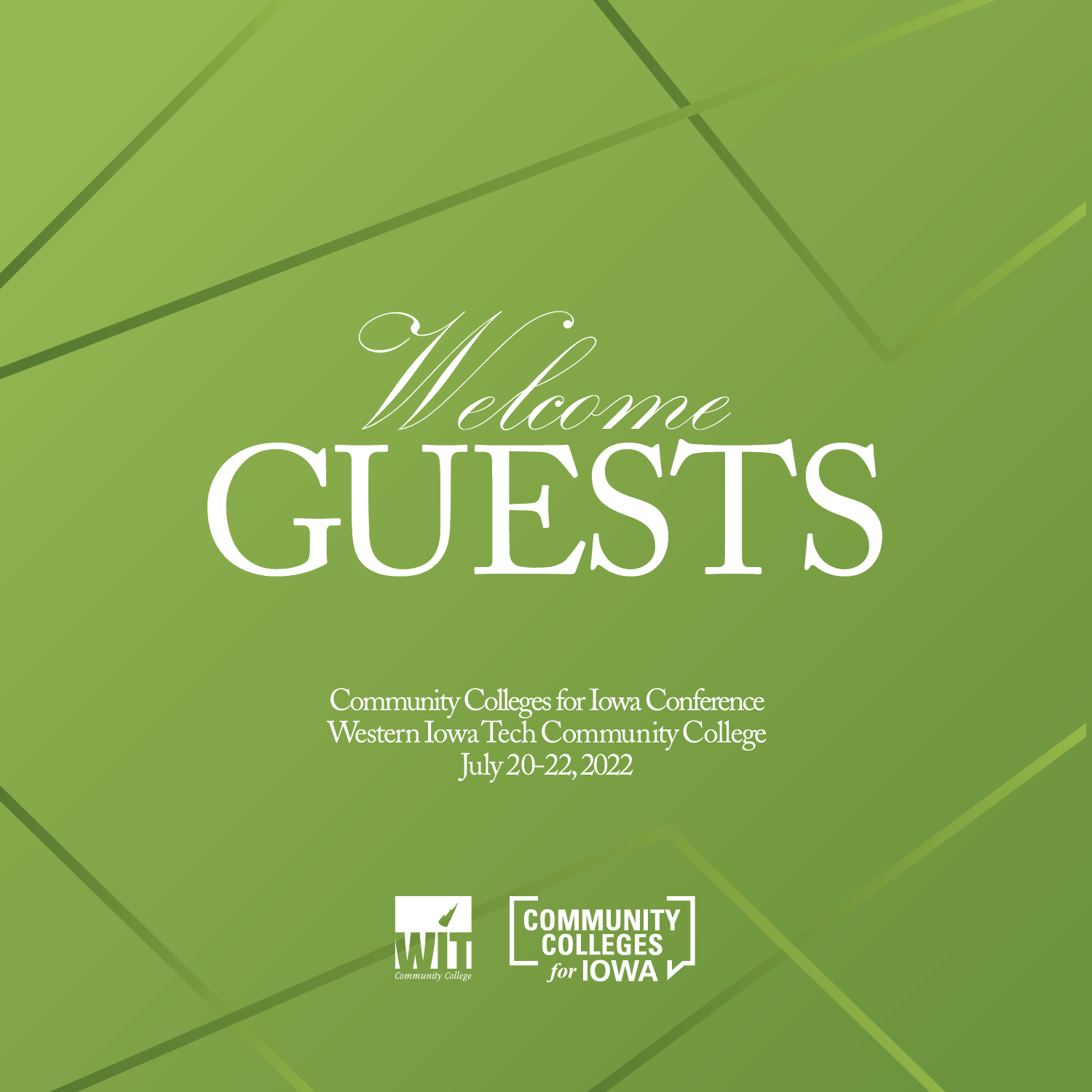# *Welcome* GUESTS

Community Colleges for Iowa Conference
Western Iowa Tech Community College
July 20-22, 2022

WIT Community College

COMMUNITY COLLEGES *for* IOWA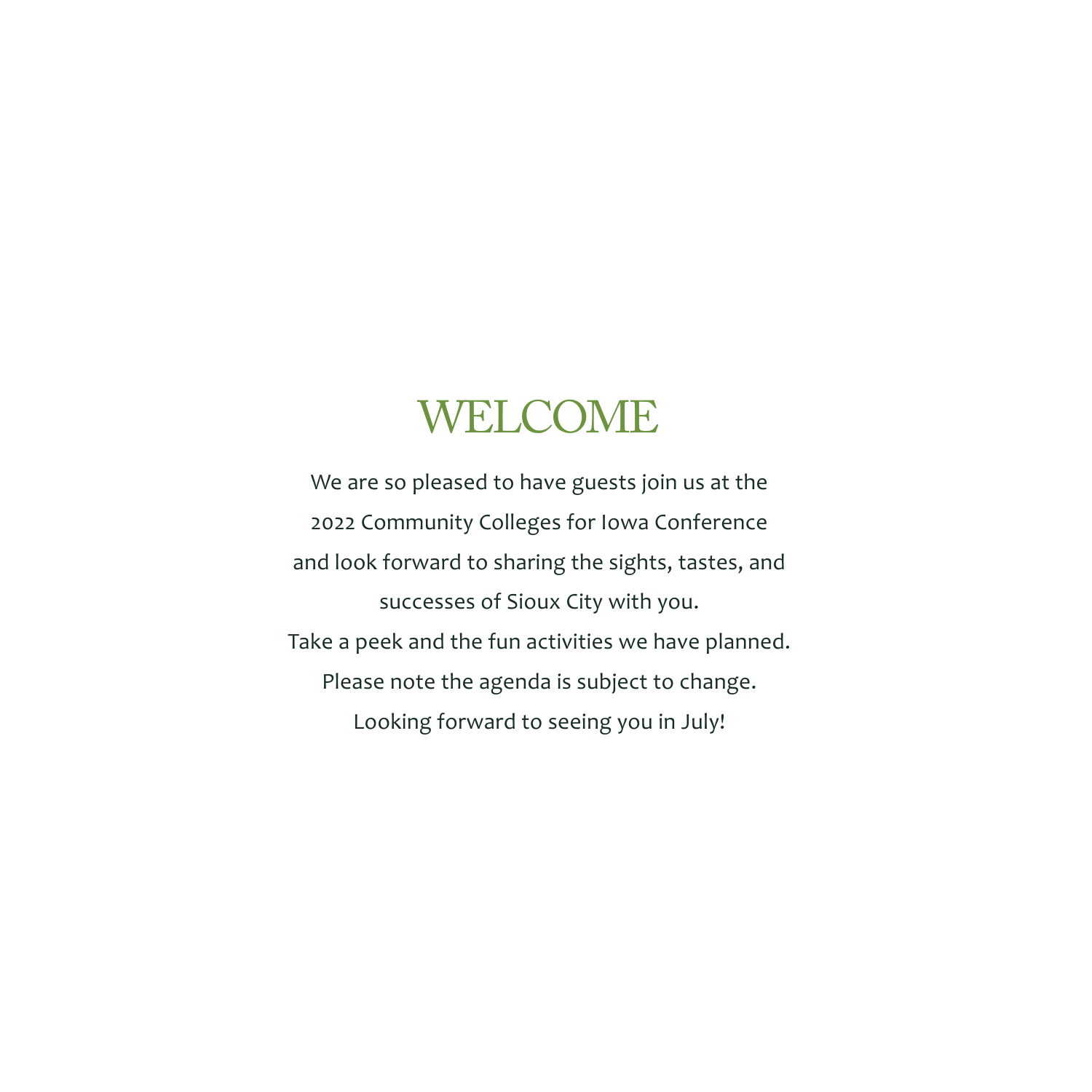# WELCOME

We are so pleased to have guests join us at the
2022 Community Colleges for Iowa Conference
and look forward to sharing the sights, tastes, and
successes of Sioux City with you.
Take a peek and the fun activities we have planned.
Please note the agenda is subject to change.
Looking forward to seeing you in July!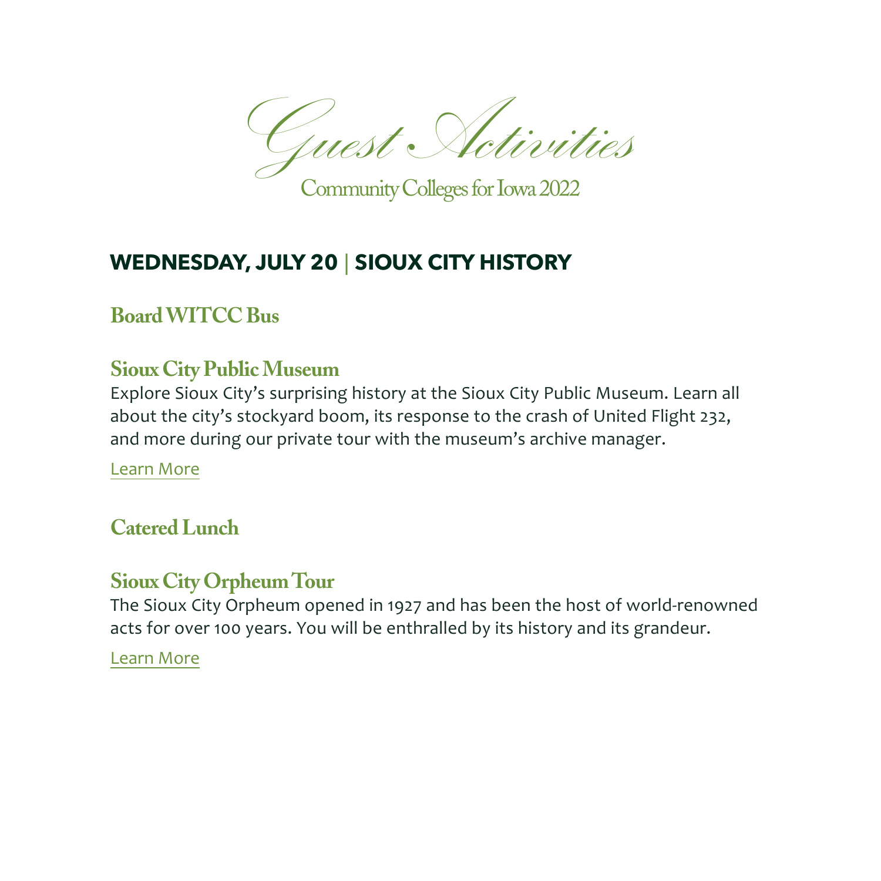# Guest Activities

Community Colleges for Iowa 2022

## WEDNESDAY, JULY 20 | SIOUX CITY HISTORY

### Board WITCC Bus

### Sioux City Public Museum

Explore Sioux City's surprising history at the Sioux City Public Museum. Learn all about the city's stockyard boom, its response to the crash of United Flight 232, and more during our private tour with the museum's archive manager.

Learn More

### Catered Lunch

### Sioux City Orpheum Tour

The Sioux City Orpheum opened in 1927 and has been the host of world-renowned acts for over 100 years. You will be enthralled by its history and its grandeur.

Learn More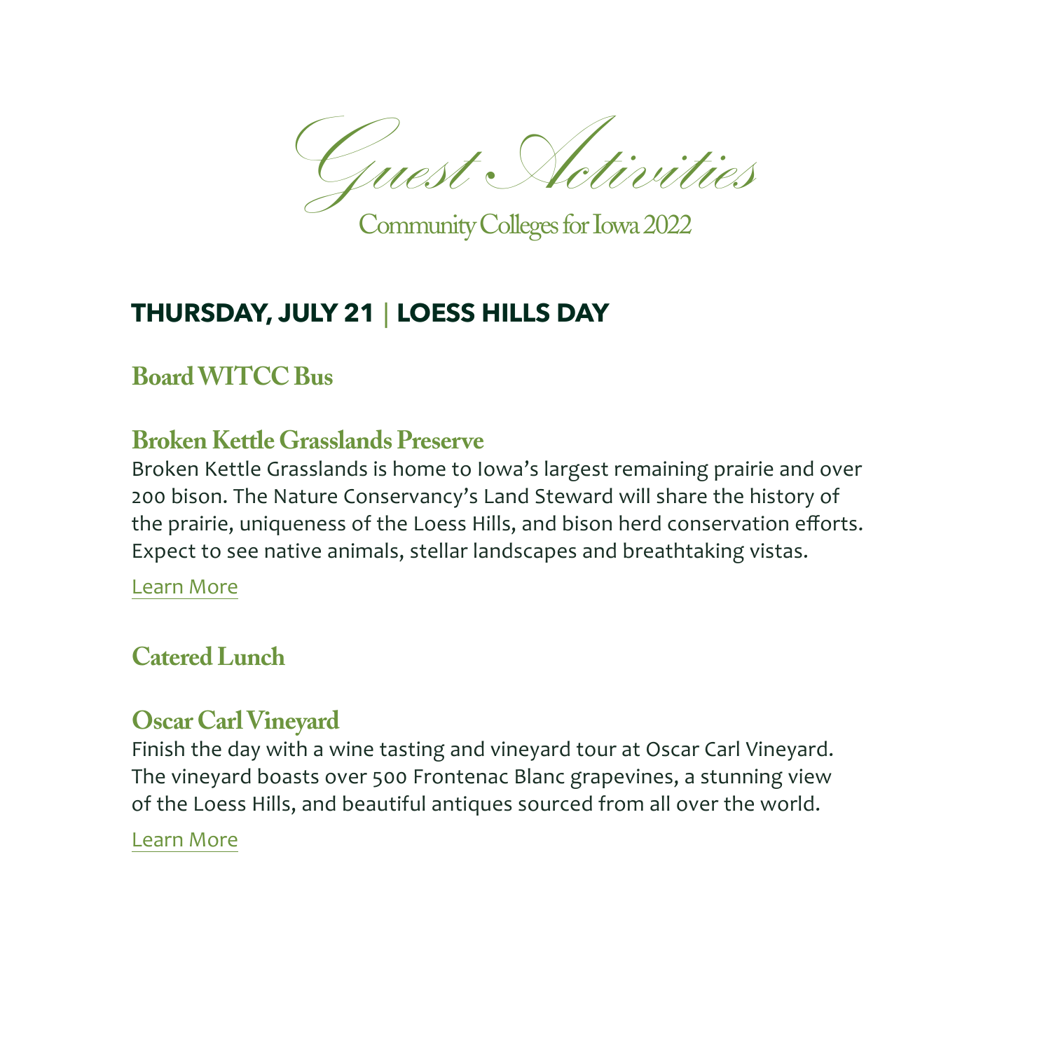# Guest Activities

Community Colleges for Iowa 2022

## THURSDAY, JULY 21 | LOESS HILLS DAY

### Board WITCC Bus

### Broken Kettle Grasslands Preserve

Broken Kettle Grasslands is home to Iowa's largest remaining prairie and over 200 bison. The Nature Conservancy's Land Steward will share the history of the prairie, uniqueness of the Loess Hills, and bison herd conservation efforts. Expect to see native animals, stellar landscapes and breathtaking vistas.

Learn More

### Catered Lunch

### Oscar Carl Vineyard

Finish the day with a wine tasting and vineyard tour at Oscar Carl Vineyard. The vineyard boasts over 500 Frontenac Blanc grapevines, a stunning view of the Loess Hills, and beautiful antiques sourced from all over the world.

Learn More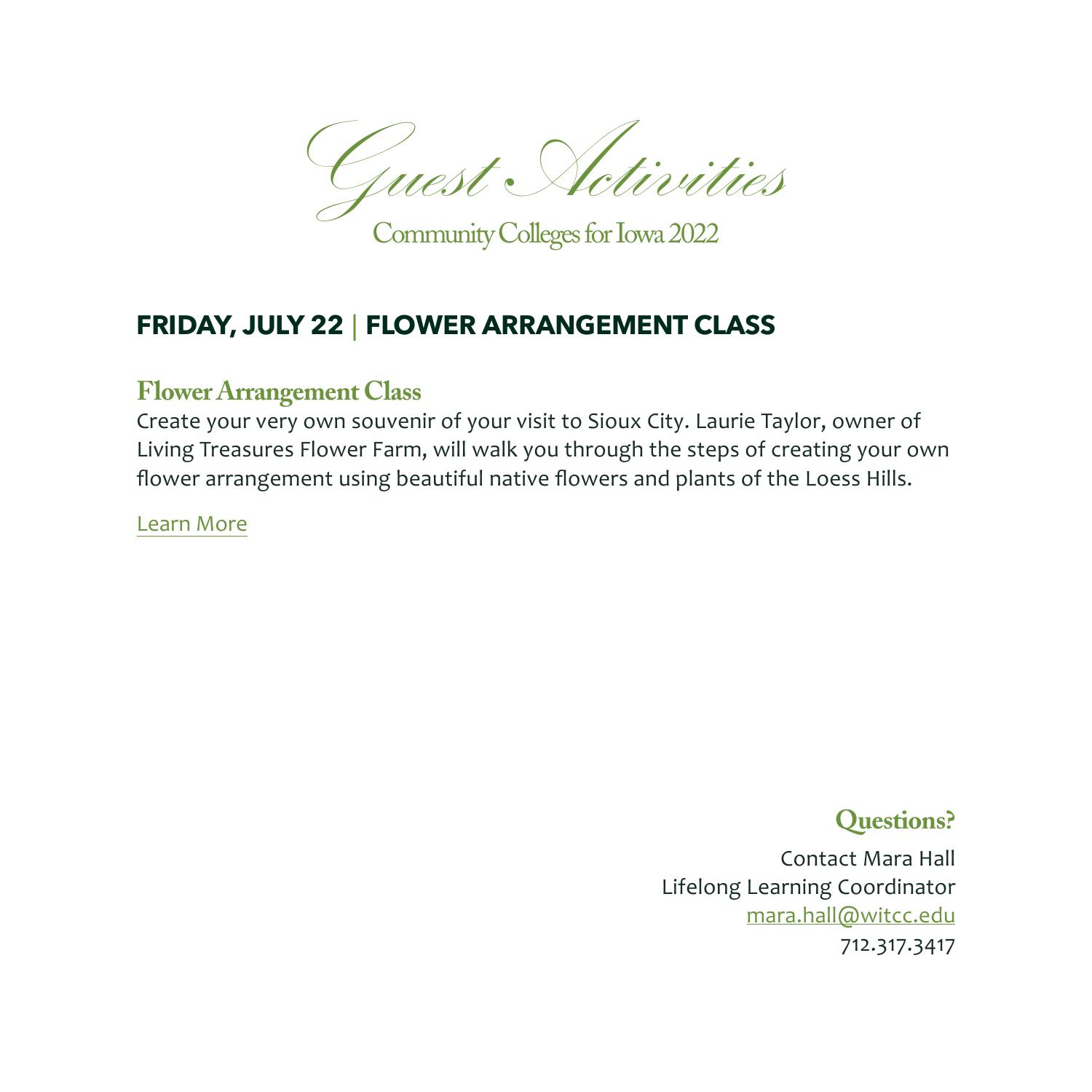# Guest Activities

Community Colleges for Iowa 2022

## FRIDAY, JULY 22 | FLOWER ARRANGEMENT CLASS

### Flower Arrangement Class

Create your very own souvenir of your visit to Sioux City. Laurie Taylor, owner of Living Treasures Flower Farm, will walk you through the steps of creating your own flower arrangement using beautiful native flowers and plants of the Loess Hills.

Learn More

### Questions?

Contact Mara Hall
Lifelong Learning Coordinator
mara.hall@witcc.edu
712.317.3417